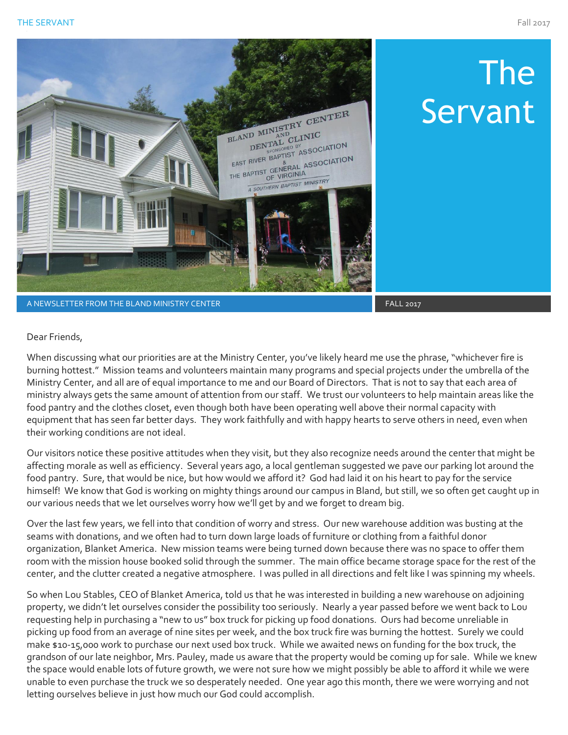# The Servant

A NEWSLETTER FROM THE BLAND MINISTRY CENTER

FALL 2017

Dear Friends,

When discussing what our priorities are at the Ministry Center, you've likely heard me use the phrase, "whichever fire is burning hottest." Mission teams and volunteers maintain many programs and special projects under the umbrella of the Ministry Center, and all are of equal importance to me and our Board of Directors. That is not to say that each area of ministry always gets the same amount of attention from our staff. We trust our volunteers to help maintain areas like the food pantry and the clothes closet, even though both have been operating well above their normal capacity with equipment that has seen far better days. They work faithfully and with happy hearts to serve others in need, even when their working conditions are not ideal.

Our visitors notice these positive attitudes when they visit, but they also recognize needs around the center that might be affecting morale as well as efficiency. Several years ago, a local gentleman suggested we pave our parking lot around the food pantry. Sure, that would be nice, but how would we afford it? God had laid it on his heart to pay for the service himself! We know that God is working on mighty things around our campus in Bland, but still, we so often get caught up in our various needs that we let ourselves worry how we'll get by and we forget to dream big.

Over the last few years, we fell into that condition of worry and stress. Our new warehouse addition was busting at the seams with donations, and we often had to turn down large loads of furniture or clothing from a faithful donor organization, Blanket America. New mission teams were being turned down because there was no space to offer them room with the mission house booked solid through the summer. The main office became storage space for the rest of the center, and the clutter created a negative atmosphere. I was pulled in all directions and felt like I was spinning my wheels.

So when Lou Stables, CEO of Blanket America, told us that he was interested in building a new warehouse on adjoining property, we didn't let ourselves consider the possibility too seriously. Nearly a year passed before we went back to Lou requesting help in purchasing a "new to us" box truck for picking up food donations. Ours had become unreliable in picking up food from an average of nine sites per week, and the box truck fire was burning the hottest. Surely we could make $10-15,000 work to purchase our next used box truck. While we awaited news on funding for the box truck, the grandson of our late neighbor, Mrs. Pauley, made us aware that the property would be coming up for sale. While we knew the space would enable lots of future growth, we were not sure how we might possibly be able to afford it while we were unable to even purchase the truck we so desperately needed. One year ago this month, there we were worrying and not letting ourselves believe in just how much our God could accomplish.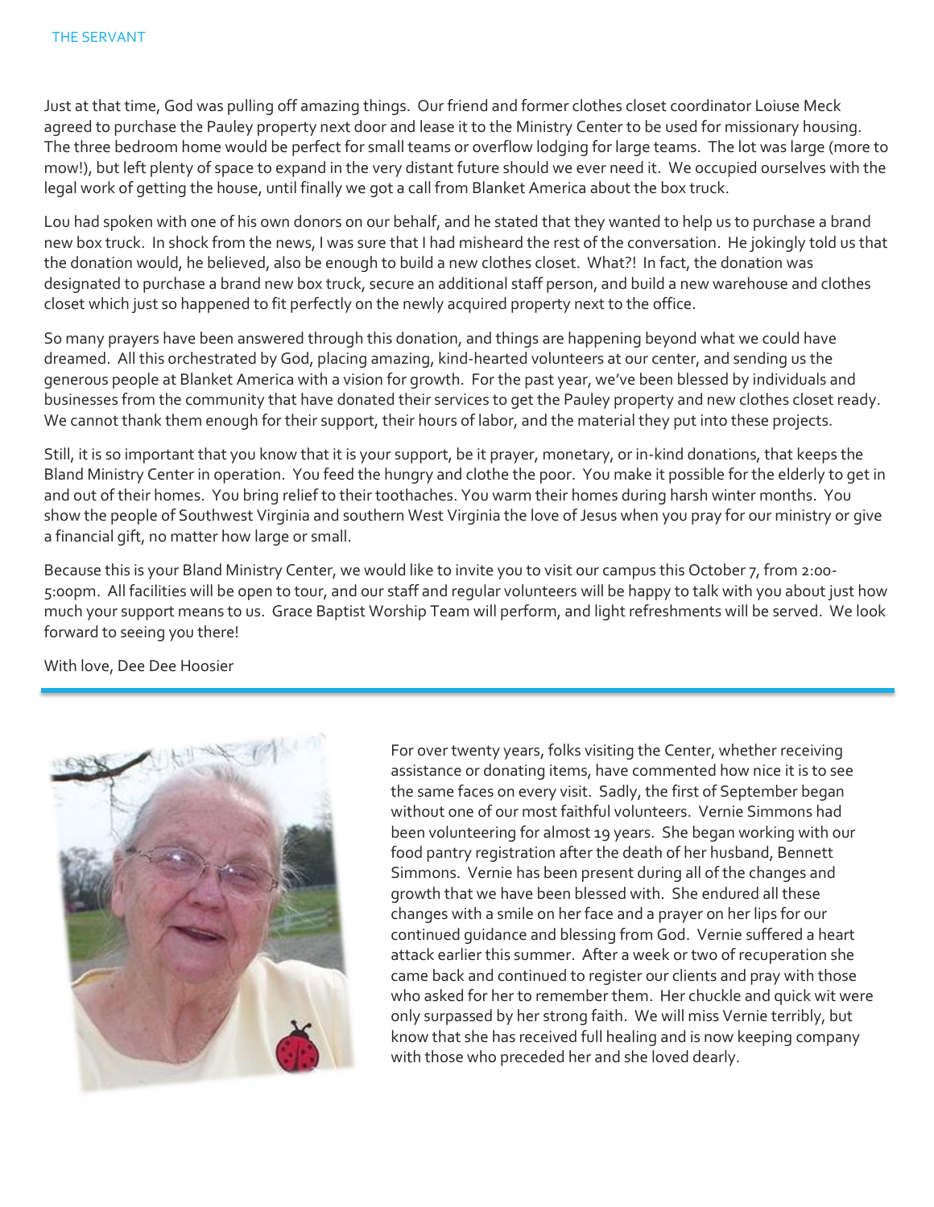Just at that time, God was pulling off amazing things. Our friend and former clothes closet coordinator Loiuse Meck agreed to purchase the Pauley property next door and lease it to the Ministry Center to be used for missionary housing. The three bedroom home would be perfect for small teams or overflow lodging for large teams. The lot was large (more to mow!), but left plenty of space to expand in the very distant future should we ever need it. We occupied ourselves with the legal work of getting the house, until finally we got a call from Blanket America about the box truck.

Lou had spoken with one of his own donors on our behalf, and he stated that they wanted to help us to purchase a brand new box truck. In shock from the news, I was sure that I had misheard the rest of the conversation. He jokingly told us that the donation would, he believed, also be enough to build a new clothes closet. What?! In fact, the donation was designated to purchase a brand new box truck, secure an additional staff person, and build a new warehouse and clothes closet which just so happened to fit perfectly on the newly acquired property next to the office.

So many prayers have been answered through this donation, and things are happening beyond what we could have dreamed. All this orchestrated by God, placing amazing, kind-hearted volunteers at our center, and sending us the generous people at Blanket America with a vision for growth. For the past year, we've been blessed by individuals and businesses from the community that have donated their services to get the Pauley property and new clothes closet ready. We cannot thank them enough for their support, their hours of labor, and the material they put into these projects.

Still, it is so important that you know that it is your support, be it prayer, monetary, or in-kind donations, that keeps the Bland Ministry Center in operation. You feed the hungry and clothe the poor. You make it possible for the elderly to get in and out of their homes. You bring relief to their toothaches. You warm their homes during harsh winter months. You show the people of Southwest Virginia and southern West Virginia the love of Jesus when you pray for our ministry or give a financial gift, no matter how large or small.

Because this is your Bland Ministry Center, we would like to invite you to visit our campus this October 7, from 2:00-5:00pm. All facilities will be open to tour, and our staff and regular volunteers will be happy to talk with you about just how much your support means to us. Grace Baptist Worship Team will perform, and light refreshments will be served. We look forward to seeing you there!

With love, Dee Dee Hoosier

---

For over twenty years, folks visiting the Center, whether receiving assistance or donating items, have commented how nice it is to see the same faces on every visit. Sadly, the first of September began without one of our most faithful volunteers. Vernie Simmons had been volunteering for almost 19 years. She began working with our food pantry registration after the death of her husband, Bennett Simmons. Vernie has been present during all of the changes and growth that we have been blessed with. She endured all these changes with a smile on her face and a prayer on her lips for our continued guidance and blessing from God. Vernie suffered a heart attack earlier this summer. After a week or two of recuperation she came back and continued to register our clients and pray with those who asked for her to remember them. Her chuckle and quick wit were only surpassed by her strong faith. We will miss Vernie terribly, but know that she has received full healing and is now keeping company with those who preceded her and she loved dearly.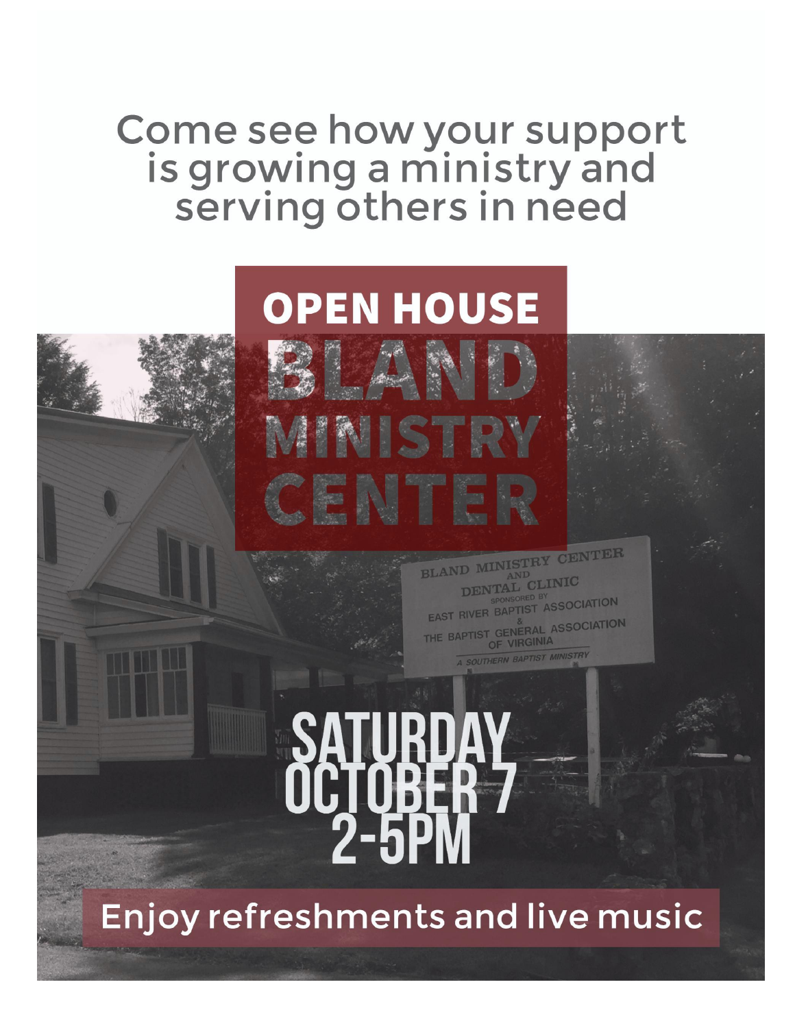Come see how your support is growing a ministry and serving others in need

# OPEN HOUSE

# BLAND MINISTRY CENTER

BLAND MINISTRY CENTER AND DENTAL CLINIC
SPONSORED BY
EAST RIVER BAPTIST ASSOCIATION
&
THE BAPTIST GENERAL ASSOCIATION OF VIRGINIA
A SOUTHERN BAPTIST MINISTRY

## SATURDAY OCTOBER 7 2-5PM

Enjoy refreshments and live music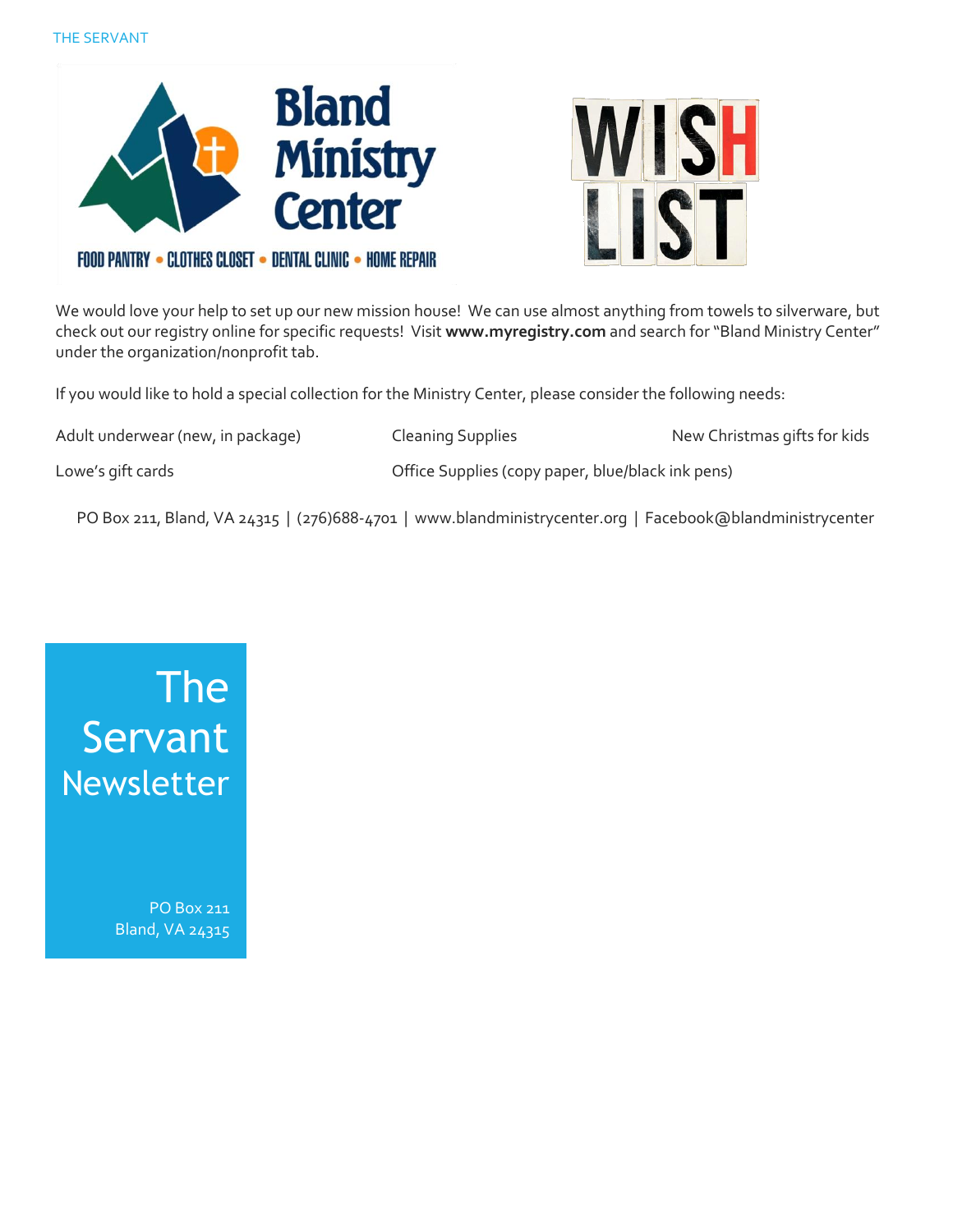Bland Ministry Center

FOOD PANTRY • CLOTHES CLOSET • DENTAL CLINIC • HOME REPAIR

# WISH LIST

We would love your help to set up our new mission house! We can use almost anything from towels to silverware, but check out our registry online for specific requests! Visit **www.myregistry.com** and search for "Bland Ministry Center" under the organization/nonprofit tab.

If you would like to hold a special collection for the Ministry Center, please consider the following needs:

- Adult underwear (new, in package)
- Cleaning Supplies
- New Christmas gifts for kids
- Lowe's gift cards
- Office Supplies (copy paper, blue/black ink pens)

PO Box 211, Bland, VA 24315 | (276)688-4701 | www.blandministrycenter.org | Facebook@blandministrycenter

# The Servant Newsletter

PO Box 211
Bland, VA 24315